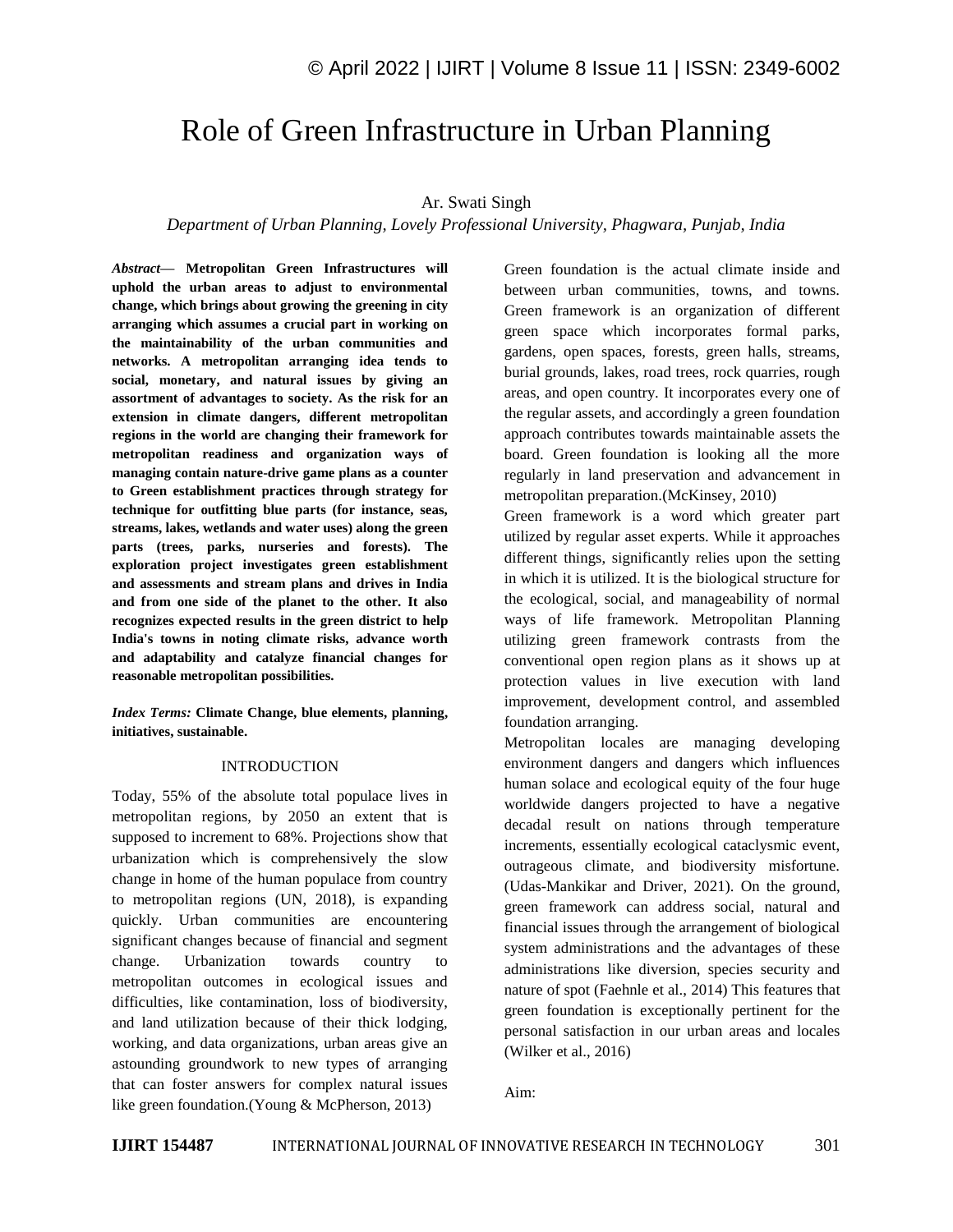# Role of Green Infrastructure in Urban Planning

Ar. Swati Singh

*Department of Urban Planning, Lovely Professional University, Phagwara, Punjab, India*

***Abstract***— **Metropolitan Green Infrastructures will uphold the urban areas to adjust to environmental change, which brings about growing the greening in city arranging which assumes a crucial part in working on the maintainability of the urban communities and networks. A metropolitan arranging idea tends to social, monetary, and natural issues by giving an assortment of advantages to society. As the risk for an extension in climate dangers, different metropolitan regions in the world are changing their framework for metropolitan readiness and organization ways of managing contain nature-drive game plans as a counter to Green establishment practices through strategy for technique for outfitting blue parts (for instance, seas, streams, lakes, wetlands and water uses) along the green parts (trees, parks, nurseries and forests). The exploration project investigates green establishment and assessments and stream plans and drives in India and from one side of the planet to the other. It also recognizes expected results in the green district to help India's towns in noting climate risks, advance worth and adaptability and catalyze financial changes for reasonable metropolitan possibilities.**

***Index Terms:*** **Climate Change, blue elements, planning, initiatives, sustainable.**

## INTRODUCTION

Today, 55% of the absolute total populace lives in metropolitan regions, by 2050 an extent that is supposed to increment to 68%. Projections show that urbanization which is comprehensively the slow change in home of the human populace from country to metropolitan regions (UN, 2018), is expanding quickly. Urban communities are encountering significant changes because of financial and segment change. Urbanization towards country to metropolitan outcomes in ecological issues and difficulties, like contamination, loss of biodiversity, and land utilization because of their thick lodging, working, and data organizations, urban areas give an astounding groundwork to new types of arranging that can foster answers for complex natural issues like green foundation.(Young & McPherson, 2013)

Green foundation is the actual climate inside and between urban communities, towns, and towns. Green framework is an organization of different green space which incorporates formal parks, gardens, open spaces, forests, green halls, streams, burial grounds, lakes, road trees, rock quarries, rough areas, and open country. It incorporates every one of the regular assets, and accordingly a green foundation approach contributes towards maintainable assets the board. Green foundation is looking all the more regularly in land preservation and advancement in metropolitan preparation.(McKinsey, 2010)

Green framework is a word which greater part utilized by regular asset experts. While it approaches different things, significantly relies upon the setting in which it is utilized. It is the biological structure for the ecological, social, and manageability of normal ways of life framework. Metropolitan Planning utilizing green framework contrasts from the conventional open region plans as it shows up at protection values in live execution with land improvement, development control, and assembled foundation arranging.

Metropolitan locales are managing developing environment dangers and dangers which influences human solace and ecological equity of the four huge worldwide dangers projected to have a negative decadal result on nations through temperature increments, essentially ecological cataclysmic event, outrageous climate, and biodiversity misfortune. (Udas-Mankikar and Driver, 2021). On the ground, green framework can address social, natural and financial issues through the arrangement of biological system administrations and the advantages of these administrations like diversion, species security and nature of spot (Faehnle et al., 2014) This features that green foundation is exceptionally pertinent for the personal satisfaction in our urban areas and locales (Wilker et al., 2016)

Aim: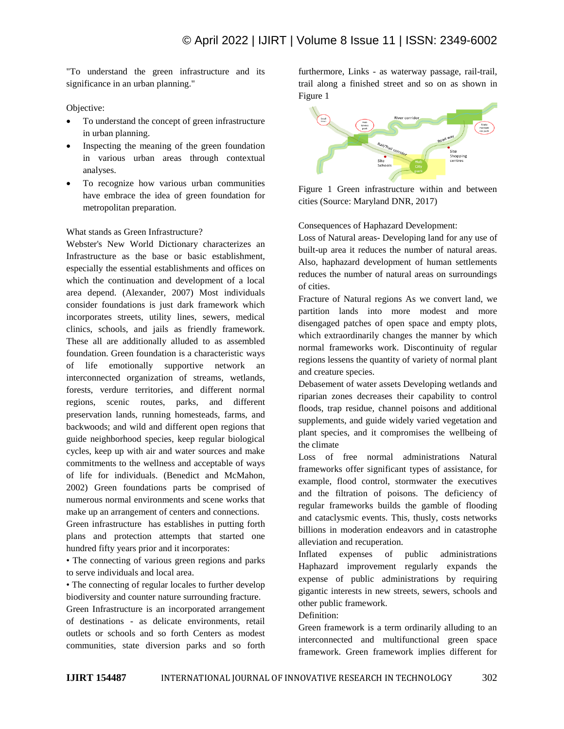"To understand the green infrastructure and its significance in an urban planning."

Objective:

- To understand the concept of green infrastructure in urban planning.
- Inspecting the meaning of the green foundation in various urban areas through contextual analyses.
- To recognize how various urban communities have embrace the idea of green foundation for metropolitan preparation.

What stands as Green Infrastructure?

Webster's New World Dictionary characterizes an Infrastructure as the base or basic establishment, especially the essential establishments and offices on which the continuation and development of a local area depend. (Alexander, 2007) Most individuals consider foundations is just dark framework which incorporates streets, utility lines, sewers, medical clinics, schools, and jails as friendly framework. These all are additionally alluded to as assembled foundation. Green foundation is a characteristic ways of life emotionally supportive network an interconnected organization of streams, wetlands, forests, verdure territories, and different normal regions, scenic routes, parks, and different preservation lands, running homesteads, farms, and backwoods; and wild and different open regions that guide neighborhood species, keep regular biological cycles, keep up with air and water sources and make commitments to the wellness and acceptable of ways of life for individuals. (Benedict and McMahon, 2002) Green foundations parts be comprised of numerous normal environments and scene works that make up an arrangement of centers and connections.

Green infrastructure has establishes in putting forth plans and protection attempts that started one hundred fifty years prior and it incorporates:

• The connecting of various green regions and parks to serve individuals and local area.

• The connecting of regular locales to further develop biodiversity and counter nature surrounding fracture.

Green Infrastructure is an incorporated arrangement of destinations - as delicate environments, retail outlets or schools and so forth Centers as modest communities, state diversion parks and so forth furthermore, Links - as waterway passage, rail-trail, trail along a finished street and so on as shown in Figure 1

Figure 1 Green infrastructure within and between cities (Source: Maryland DNR, 2017)

Consequences of Haphazard Development:

Loss of Natural areas- Developing land for any use of built-up area it reduces the number of natural areas. Also, haphazard development of human settlements reduces the number of natural areas on surroundings of cities.

Fracture of Natural regions As we convert land, we partition lands into more modest and more disengaged patches of open space and empty plots, which extraordinarily changes the manner by which normal frameworks work. Discontinuity of regular regions lessens the quantity of variety of normal plant and creature species.

Debasement of water assets Developing wetlands and riparian zones decreases their capability to control floods, trap residue, channel poisons and additional supplements, and guide widely varied vegetation and plant species, and it compromises the wellbeing of the climate

Loss of free normal administrations Natural frameworks offer significant types of assistance, for example, flood control, stormwater the executives and the filtration of poisons. The deficiency of regular frameworks builds the gamble of flooding and cataclysmic events. This, thusly, costs networks billions in moderation endeavors and in catastrophe alleviation and recuperation.

Inflated expenses of public administrations Haphazard improvement regularly expands the expense of public administrations by requiring gigantic interests in new streets, sewers, schools and other public framework.

Definition:

Green framework is a term ordinarily alluding to an interconnected and multifunctional green space framework. Green framework implies different for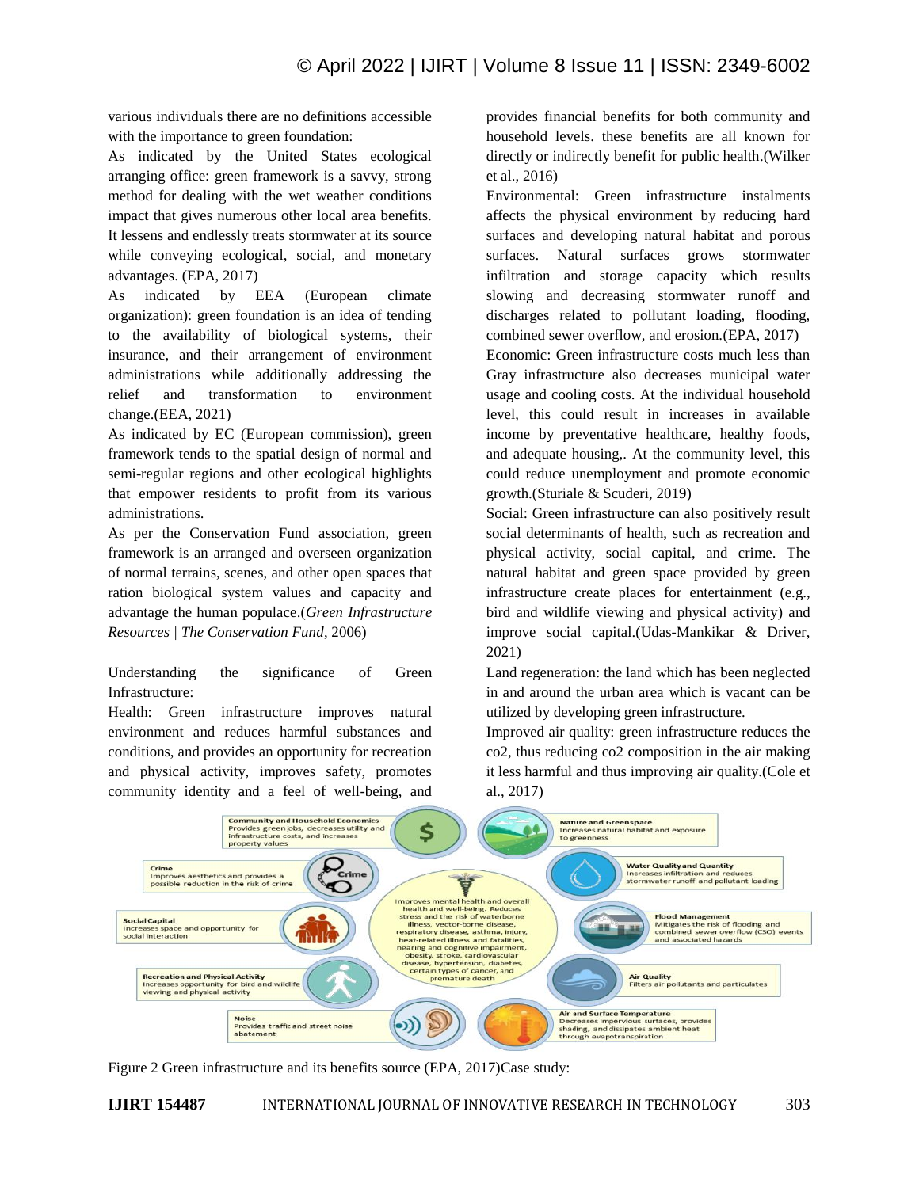various individuals there are no definitions accessible with the importance to green foundation:

As indicated by the United States ecological arranging office: green framework is a savvy, strong method for dealing with the wet weather conditions impact that gives numerous other local area benefits. It lessens and endlessly treats stormwater at its source while conveying ecological, social, and monetary advantages. (EPA, 2017)

As indicated by EEA (European climate organization): green foundation is an idea of tending to the availability of biological systems, their insurance, and their arrangement of environment administrations while additionally addressing the relief and transformation to environment change.(EEA, 2021)

As indicated by EC (European commission), green framework tends to the spatial design of normal and semi-regular regions and other ecological highlights that empower residents to profit from its various administrations.

As per the Conservation Fund association, green framework is an arranged and overseen organization of normal terrains, scenes, and other open spaces that ration biological system values and capacity and advantage the human populace.(*Green Infrastructure Resources | The Conservation Fund*, 2006)

Understanding the significance of Green Infrastructure:

Health: Green infrastructure improves natural environment and reduces harmful substances and conditions, and provides an opportunity for recreation and physical activity, improves safety, promotes community identity and a feel of well-being, and provides financial benefits for both community and household levels. these benefits are all known for directly or indirectly benefit for public health.(Wilker et al., 2016)

Environmental: Green infrastructure instalments affects the physical environment by reducing hard surfaces and developing natural habitat and porous surfaces. Natural surfaces grows stormwater infiltration and storage capacity which results slowing and decreasing stormwater runoff and discharges related to pollutant loading, flooding, combined sewer overflow, and erosion.(EPA, 2017)

Economic: Green infrastructure costs much less than Gray infrastructure also decreases municipal water usage and cooling costs. At the individual household level, this could result in increases in available income by preventative healthcare, healthy foods, and adequate housing,. At the community level, this could reduce unemployment and promote economic growth.(Sturiale & Scuderi, 2019)

Social: Green infrastructure can also positively result social determinants of health, such as recreation and physical activity, social capital, and crime. The natural habitat and green space provided by green infrastructure create places for entertainment (e.g., bird and wildlife viewing and physical activity) and improve social capital.(Udas-Mankikar & Driver, 2021)

Land regeneration: the land which has been neglected in and around the urban area which is vacant can be utilized by developing green infrastructure.

Improved air quality: green infrastructure reduces the co2, thus reducing co2 composition in the air making it less harmful and thus improving air quality.(Cole et al., 2017)

Figure 2 Green infrastructure and its benefits source (EPA, 2017)Case study: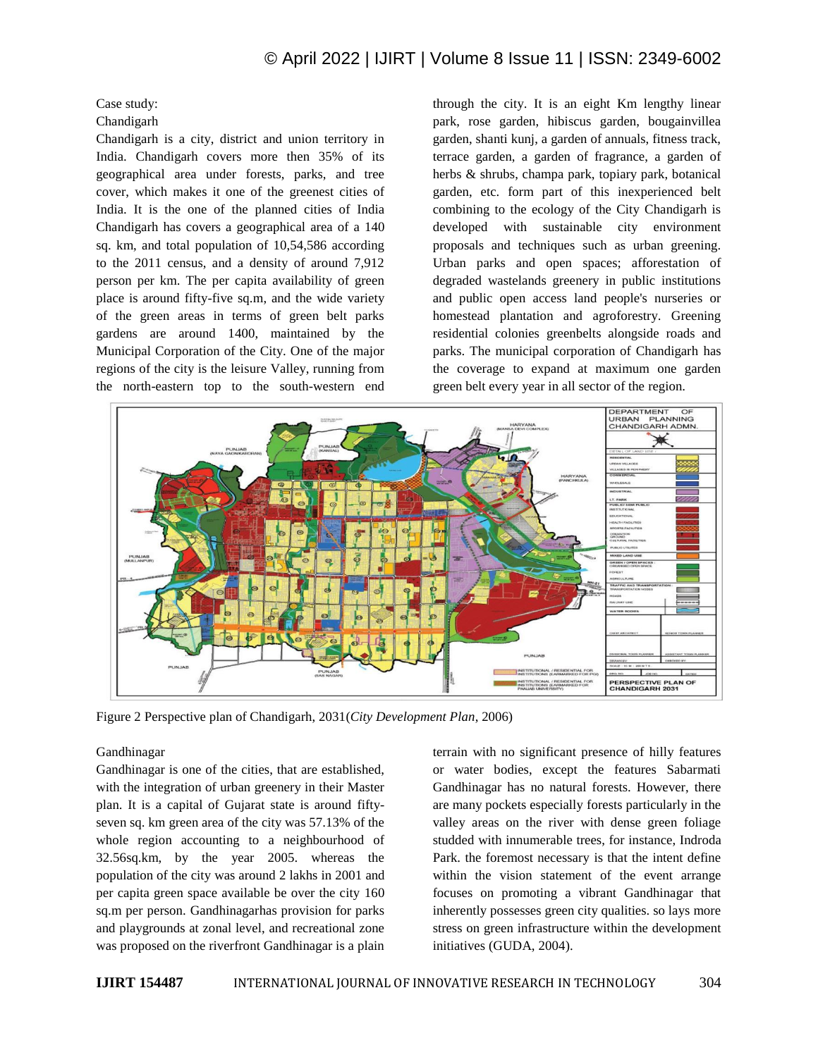Case study:

Chandigarh

Chandigarh is a city, district and union territory in India. Chandigarh covers more then 35% of its geographical area under forests, parks, and tree cover, which makes it one of the greenest cities of India. It is the one of the planned cities of India Chandigarh has covers a geographical area of a 140 sq. km, and total population of 10,54,586 according to the 2011 census, and a density of around 7,912 person per km. The per capita availability of green place is around fifty-five sq.m, and the wide variety of the green areas in terms of green belt parks gardens are around 1400, maintained by the Municipal Corporation of the City. One of the major regions of the city is the leisure Valley, running from the north-eastern top to the south-western end through the city. It is an eight Km lengthy linear park, rose garden, hibiscus garden, bougainvillea garden, shanti kunj, a garden of annuals, fitness track, terrace garden, a garden of fragrance, a garden of herbs & shrubs, champa park, topiary park, botanical garden, etc. form part of this inexperienced belt combining to the ecology of the City Chandigarh is developed with sustainable city environment proposals and techniques such as urban greening. Urban parks and open spaces; afforestation of degraded wastelands greenery in public institutions and public open access land people's nurseries or homestead plantation and agroforestry. Greening residential colonies greenbelts alongside roads and parks. The municipal corporation of Chandigarh has the coverage to expand at maximum one garden green belt every year in all sector of the region.

Figure 2 Perspective plan of Chandigarh, 2031(*City Development Plan*, 2006)

Gandhinagar

Gandhinagar is one of the cities, that are established, with the integration of urban greenery in their Master plan. It is a capital of Gujarat state is around fifty-seven sq. km green area of the city was 57.13% of the whole region accounting to a neighbourhood of 32.56sq.km, by the year 2005. whereas the population of the city was around 2 lakhs in 2001 and per capita green space available be over the city 160 sq.m per person. Gandhinagarhas provision for parks and playgrounds at zonal level, and recreational zone was proposed on the riverfront Gandhinagar is a plain terrain with no significant presence of hilly features or water bodies, except the features Sabarmati Gandhinagar has no natural forests. However, there are many pockets especially forests particularly in the valley areas on the river with dense green foliage studded with innumerable trees, for instance, Indroda Park. the foremost necessary is that the intent define within the vision statement of the event arrange focuses on promoting a vibrant Gandhinagar that inherently possesses green city qualities. so lays more stress on green infrastructure within the development initiatives (GUDA, 2004).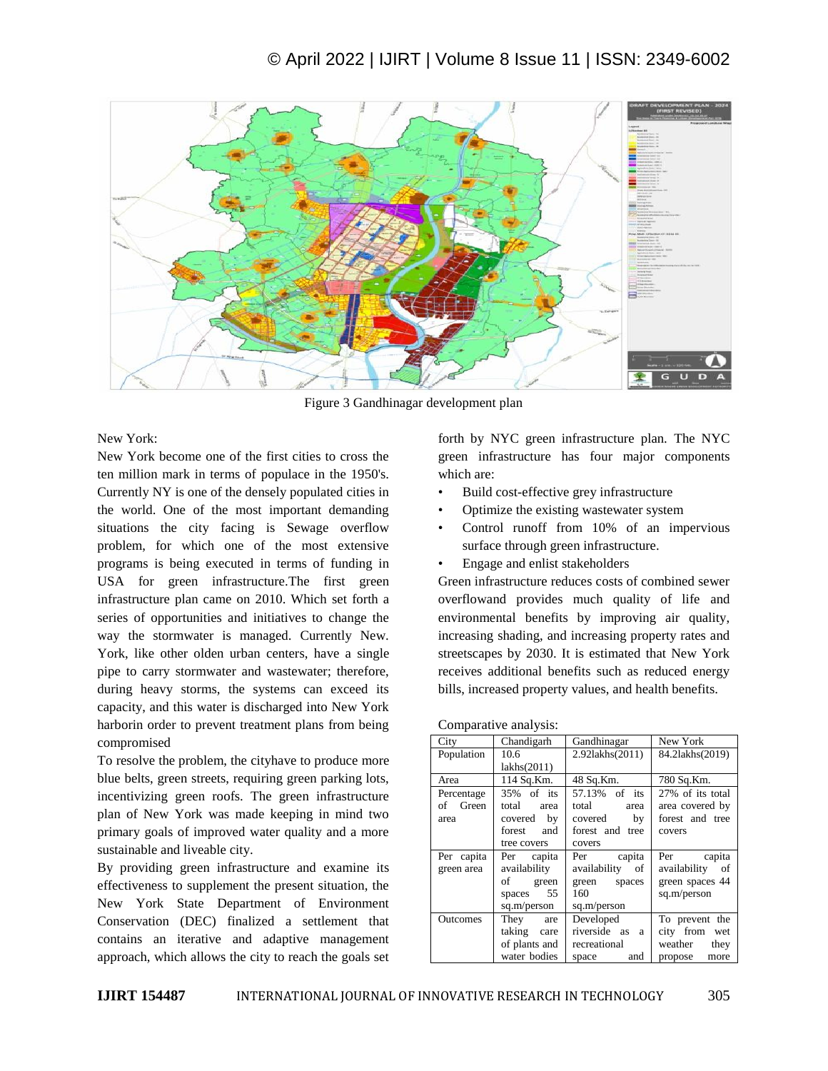Figure 3 Gandhinagar development plan

New York:

New York become one of the first cities to cross the ten million mark in terms of populace in the 1950's. Currently NY is one of the densely populated cities in the world. One of the most important demanding situations the city facing is Sewage overflow problem, for which one of the most extensive programs is being executed in terms of funding in USA for green infrastructure.The first green infrastructure plan came on 2010. Which set forth a series of opportunities and initiatives to change the way the stormwater is managed. Currently New. York, like other olden urban centers, have a single pipe to carry stormwater and wastewater; therefore, during heavy storms, the systems can exceed its capacity, and this water is discharged into New York harborin order to prevent treatment plans from being compromised

To resolve the problem, the cityhave to produce more blue belts, green streets, requiring green parking lots, incentivizing green roofs. The green infrastructure plan of New York was made keeping in mind two primary goals of improved water quality and a more sustainable and liveable city.

By providing green infrastructure and examine its effectiveness to supplement the present situation, the New York State Department of Environment Conservation (DEC) finalized a settlement that contains an iterative and adaptive management approach, which allows the city to reach the goals set forth by NYC green infrastructure plan. The NYC green infrastructure has four major components which are:

- Build cost-effective grey infrastructure
- Optimize the existing wastewater system
- Control runoff from 10% of an impervious surface through green infrastructure.
- Engage and enlist stakeholders

Green infrastructure reduces costs of combined sewer overflowand provides much quality of life and environmental benefits by improving air quality, increasing shading, and increasing property rates and streetscapes by 2030. It is estimated that New York receives additional benefits such as reduced energy bills, increased property values, and health benefits.

Comparative analysis:

| City | Chandigarh | Gandhinagar | New York |
|---|---|---|---|
| Population | 10.6 lakhs(2011) | 2.92lakhs(2011) | 84.2lakhs(2019) |
| Area | 114 Sq.Km. | 48 Sq.Km. | 780 Sq.Km. |
| Percentage of Green area | 35% of its total area covered by forest and tree covers | 57.13% of its total area covered by forest and tree covers | 27% of its total area covered by forest and tree covers |
| Per capita green area | Per capita availability of green spaces 55 sq.m/person | Per capita availability of green spaces 160 sq.m/person | Per capita availability of green spaces 44 sq.m/person |
| Outcomes | They are taking care of plants and water bodies | Developed riverside as a recreational space and | To prevent the city from wet weather they propose more |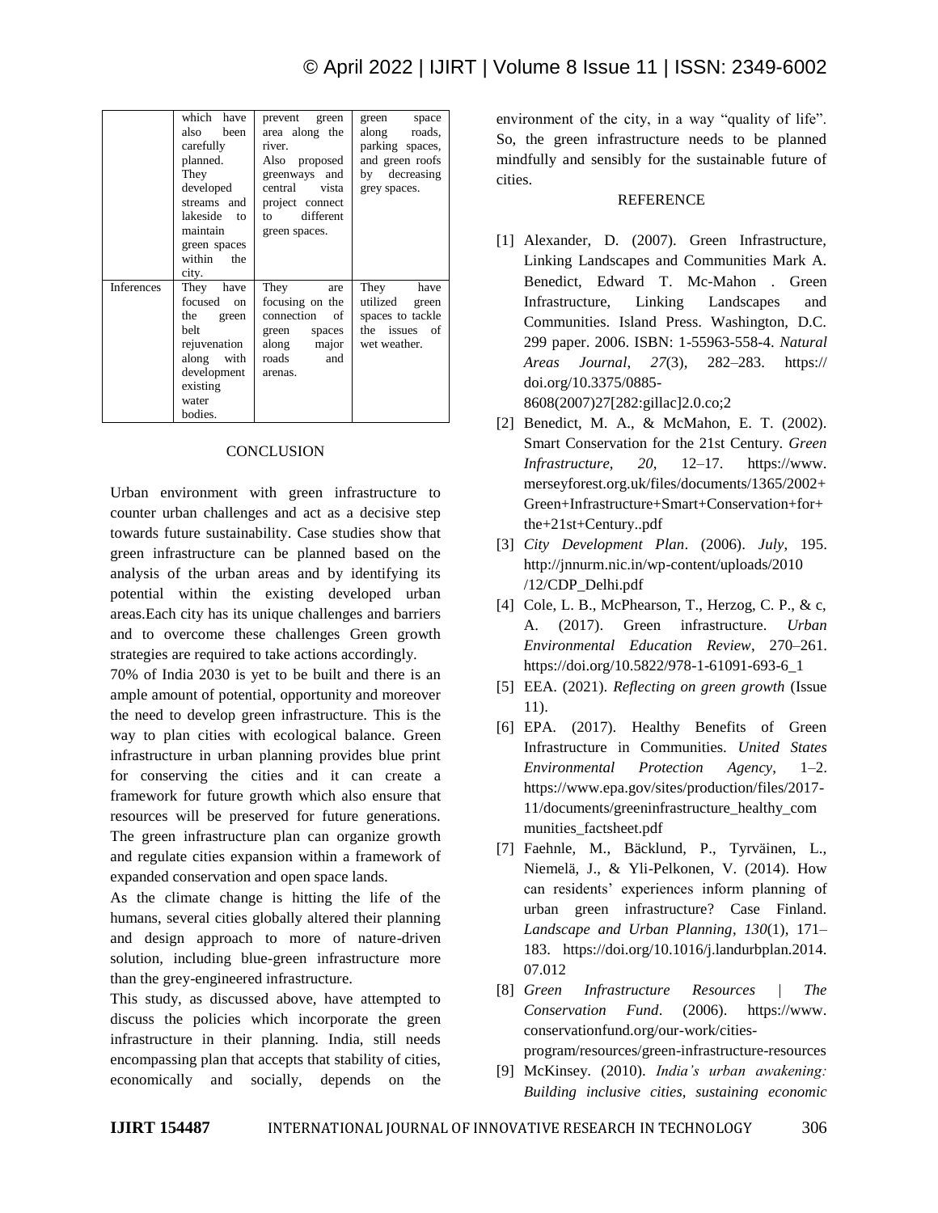| | which have also been carefully planned. They developed streams and lakeside to maintain green spaces within the city. | prevent green area along the river. Also proposed greenways and central vista project connect to different green spaces. | green space along roads, parking spaces, and green roofs by decreasing grey spaces. |
|---|---|---|---|
| Inferences | They have focused on the green belt rejuvenation along with development existing water bodies. | They are focusing on the connection of green spaces along major roads and arenas. | They have utilized green spaces to tackle the issues of wet weather. |

## CONCLUSION

Urban environment with green infrastructure to counter urban challenges and act as a decisive step towards future sustainability. Case studies show that green infrastructure can be planned based on the analysis of the urban areas and by identifying its potential within the existing developed urban areas.Each city has its unique challenges and barriers and to overcome these challenges Green growth strategies are required to take actions accordingly.

70% of India 2030 is yet to be built and there is an ample amount of potential, opportunity and moreover the need to develop green infrastructure. This is the way to plan cities with ecological balance. Green infrastructure in urban planning provides blue print for conserving the cities and it can create a framework for future growth which also ensure that resources will be preserved for future generations. The green infrastructure plan can organize growth and regulate cities expansion within a framework of expanded conservation and open space lands.

As the climate change is hitting the life of the humans, several cities globally altered their planning and design approach to more of nature-driven solution, including blue-green infrastructure more than the grey-engineered infrastructure.

This study, as discussed above, have attempted to discuss the policies which incorporate the green infrastructure in their planning. India, still needs encompassing plan that accepts that stability of cities, economically and socially, depends on the environment of the city, in a way "quality of life". So, the green infrastructure needs to be planned mindfully and sensibly for the sustainable future of cities.

## REFERENCE

[1] Alexander, D. (2007). Green Infrastructure, Linking Landscapes and Communities Mark A. Benedict, Edward T. Mc-Mahon . Green Infrastructure, Linking Landscapes and Communities. Island Press. Washington, D.C. 299 paper. 2006. ISBN: 1-55963-558-4. *Natural Areas Journal*, *27*(3), 282–283. https:// doi.org/10.3375/0885-8608(2007)27[282:gillac]2.0.co;2

[2] Benedict, M. A., & McMahon, E. T. (2002). Smart Conservation for the 21st Century. *Green Infrastructure*, *20*, 12–17. https://www. merseyforest.org.uk/files/documents/1365/2002+Green+Infrastructure+Smart+Conservation+for+the+21st+Century..pdf

[3] *City Development Plan*. (2006). *July*, 195. http://jnnurm.nic.in/wp-content/uploads/2010 /12/CDP_Delhi.pdf

[4] Cole, L. B., McPhearson, T., Herzog, C. P., & c, A. (2017). Green infrastructure. *Urban Environmental Education Review*, 270–261. https://doi.org/10.5822/978-1-61091-693-6_1

[5] EEA. (2021). *Reflecting on green growth* (Issue 11).

[6] EPA. (2017). Healthy Benefits of Green Infrastructure in Communities. *United States Environmental Protection Agency*, 1–2. https://www.epa.gov/sites/production/files/2017-11/documents/greeninfrastructure_healthy_communities_factsheet.pdf

[7] Faehnle, M., Bäcklund, P., Tyrväinen, L., Niemelä, J., & Yli-Pelkonen, V. (2014). How can residents' experiences inform planning of urban green infrastructure? Case Finland. *Landscape and Urban Planning*, *130*(1), 171–183. https://doi.org/10.1016/j.landurbplan.2014.07.012

[8] *Green Infrastructure Resources | The Conservation Fund*. (2006). https://www. conservationfund.org/our-work/cities-program/resources/green-infrastructure-resources

[9] McKinsey. (2010). *India's urban awakening: Building inclusive cities, sustaining economic*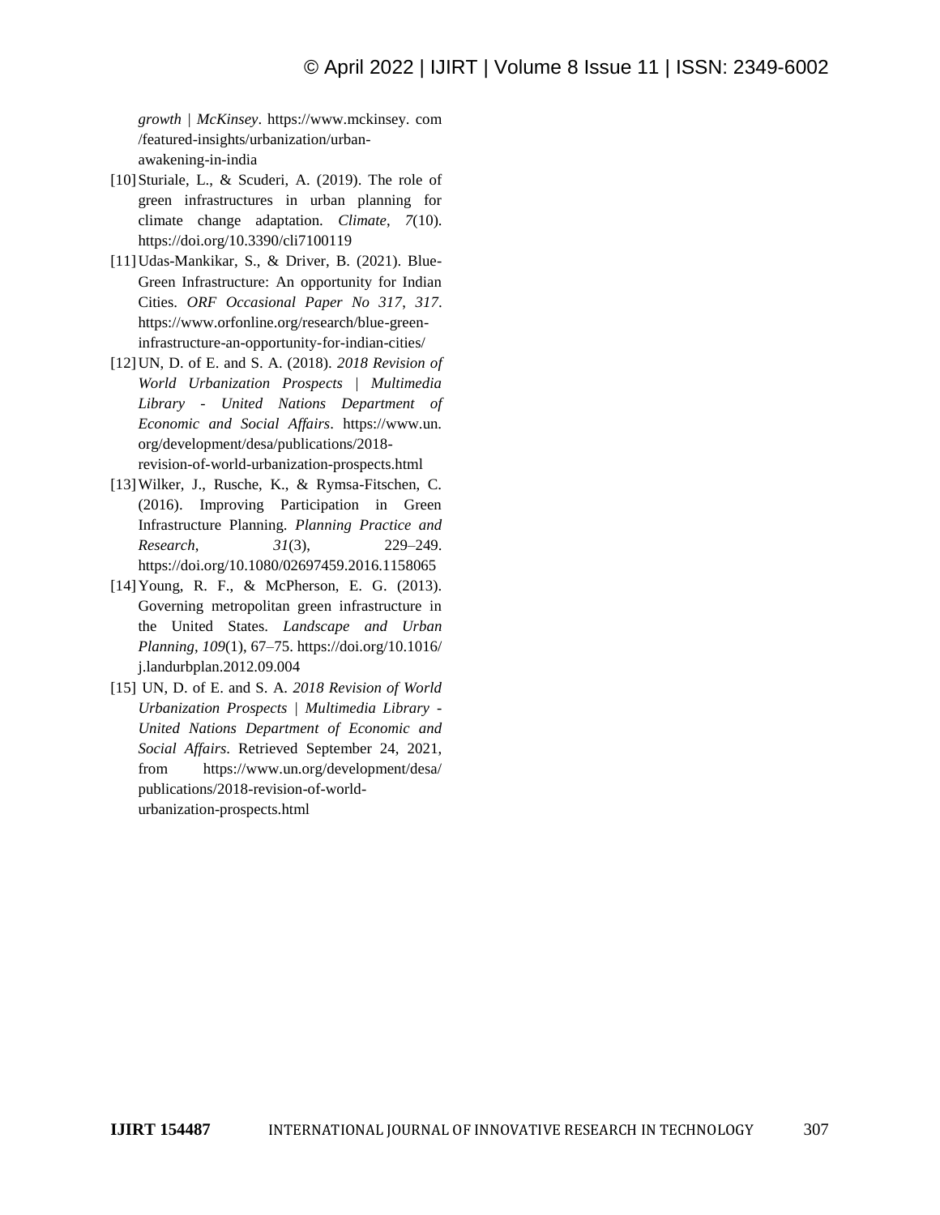*growth | McKinsey*. https://www.mckinsey. com /featured-insights/urbanization/urban-awakening-in-india

[10] Sturiale, L., & Scuderi, A. (2019). The role of green infrastructures in urban planning for climate change adaptation. *Climate*, *7*(10). https://doi.org/10.3390/cli7100119

[11] Udas-Mankikar, S., & Driver, B. (2021). Blue-Green Infrastructure: An opportunity for Indian Cities. *ORF Occasional Paper No 317*, *317*. https://www.orfonline.org/research/blue-green-infrastructure-an-opportunity-for-indian-cities/

[12] UN, D. of E. and S. A. (2018). *2018 Revision of World Urbanization Prospects | Multimedia Library - United Nations Department of Economic and Social Affairs*. https://www.un. org/development/desa/publications/2018-revision-of-world-urbanization-prospects.html

[13] Wilker, J., Rusche, K., & Rymsa-Fitschen, C. (2016). Improving Participation in Green Infrastructure Planning. *Planning Practice and Research*, *31*(3), 229–249. https://doi.org/10.1080/02697459.2016.1158065

[14] Young, R. F., & McPherson, E. G. (2013). Governing metropolitan green infrastructure in the United States. *Landscape and Urban Planning*, *109*(1), 67–75. https://doi.org/10.1016/ j.landurbplan.2012.09.004

[15] UN, D. of E. and S. A. *2018 Revision of World Urbanization Prospects | Multimedia Library - United Nations Department of Economic and Social Affairs*. Retrieved September 24, 2021, from https://www.un.org/development/desa/ publications/2018-revision-of-world-urbanization-prospects.html